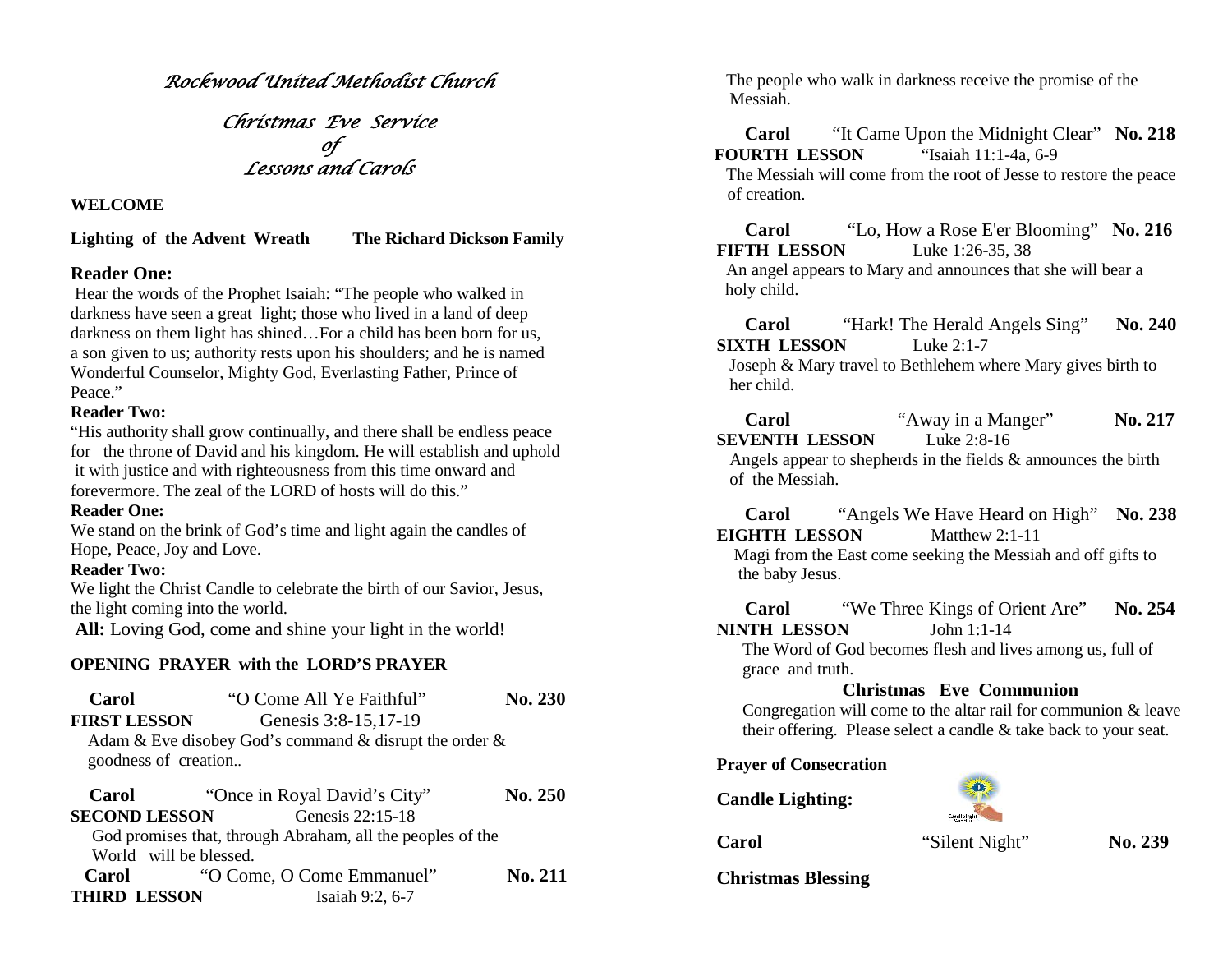# *Rockwood United Methodist Church*

## *Christmas Eve Service of Lessons and Carols*

**WELCOME**

**Lighting of the Advent Wreath** **The Richard Dickson Family**

### Reader One:

Hear the words of the Prophet Isaiah: "The people who walked in darkness have seen a great light; those who lived in a land of deep darkness on them light has shined…For a child has been born for us, a son given to us; authority rests upon his shoulders; and he is named Wonderful Counselor, Mighty God, Everlasting Father, Prince of Peace."

**Reader Two:**

"His authority shall grow continually, and there shall be endless peace for the throne of David and his kingdom. He will establish and uphold it with justice and with righteousness from this time onward and forevermore. The zeal of the LORD of hosts will do this."

**Reader One:**

We stand on the brink of God's time and light again the candles of Hope, Peace, Joy and Love.

**Reader Two:**

We light the Christ Candle to celebrate the birth of our Savior, Jesus, the light coming into the world.

**All:** Loving God, come and shine your light in the world!

**OPENING PRAYER with the LORD'S PRAYER**

**Carol** "O Come All Ye Faithful" **No. 230**

**FIRST LESSON** Genesis 3:8-15,17-19

Adam & Eve disobey God's command & disrupt the order & goodness of creation..

**Carol** "Once in Royal David's City" **No. 250**

**SECOND LESSON** Genesis 22:15-18

God promises that, through Abraham, all the peoples of the World will be blessed.

**Carol** "O Come, O Come Emmanuel" **No. 211**

**THIRD LESSON** Isaiah 9:2, 6-7

The people who walk in darkness receive the promise of the Messiah.

**Carol** "It Came Upon the Midnight Clear" **No. 218**

**FOURTH LESSON** "Isaiah 11:1-4a, 6-9

The Messiah will come from the root of Jesse to restore the peace of creation.

**Carol** "Lo, How a Rose E'er Blooming" **No. 216**

**FIFTH LESSON** Luke 1:26-35, 38

An angel appears to Mary and announces that she will bear a holy child.

**Carol** "Hark! The Herald Angels Sing" **No. 240**

**SIXTH LESSON** Luke 2:1-7

Joseph & Mary travel to Bethlehem where Mary gives birth to her child.

**Carol** "Away in a Manger" **No. 217**

**SEVENTH LESSON** Luke 2:8-16

Angels appear to shepherds in the fields & announces the birth of the Messiah.

**Carol** "Angels We Have Heard on High" **No. 238**

**EIGHTH LESSON** Matthew 2:1-11

Magi from the East come seeking the Messiah and off gifts to the baby Jesus.

**Carol** "We Three Kings of Orient Are" **No. 254**

**NINTH LESSON** John 1:1-14

The Word of God becomes flesh and lives among us, full of grace and truth.

**Christmas Eve Communion**

Congregation will come to the altar rail for communion & leave their offering. Please select a candle & take back to your seat.

**Prayer of Consecration**

**Candle Lighting:**

**Carol** "Silent Night" **No. 239**

**Christmas Blessing**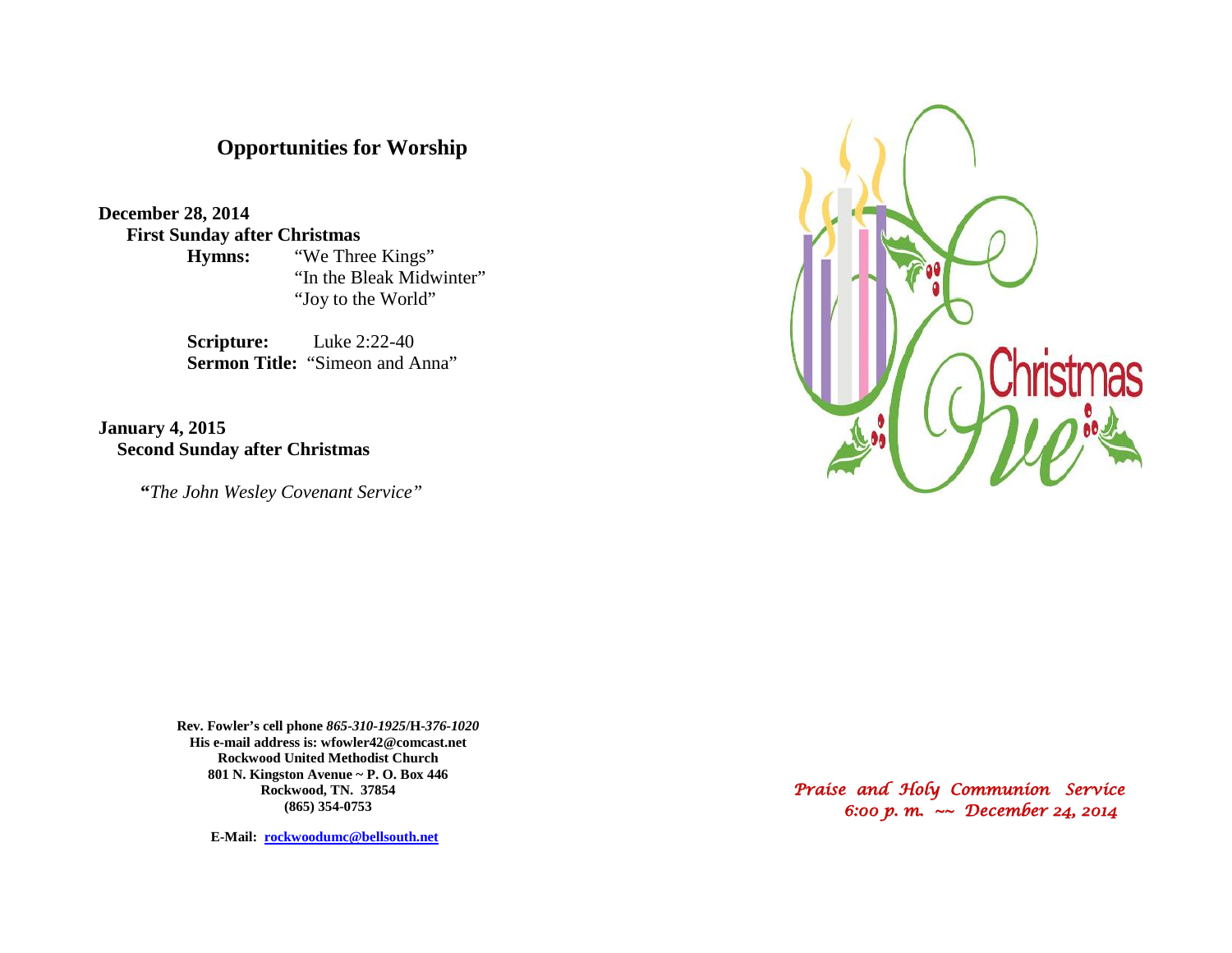## Opportunities for Worship

**December 28, 2014**
**First Sunday after Christmas**

**Hymns:** "We Three Kings"
"In the Bleak Midwinter"
"Joy to the World"

**Scripture:** Luke 2:22-40
**Sermon Title:** "Simeon and Anna"

**January 4, 2015**
**Second Sunday after Christmas**

***"The John Wesley Covenant Service"***

**Rev. Fowler's cell phone *865-310-1925*/H-*376-1020***
**His e-mail address is: wfowler42@comcast.net**
**Rockwood United Methodist Church**
**801 N. Kingston Avenue ~ P. O. Box 446**
**Rockwood, TN. 37854**
**(865) 354-0753**

**E-Mail: rockwoodumc@bellsouth.net**

Christmas Eve

*Praise and Holy Communion Service*
*6:00 p. m. ~~ December 24, 2014*